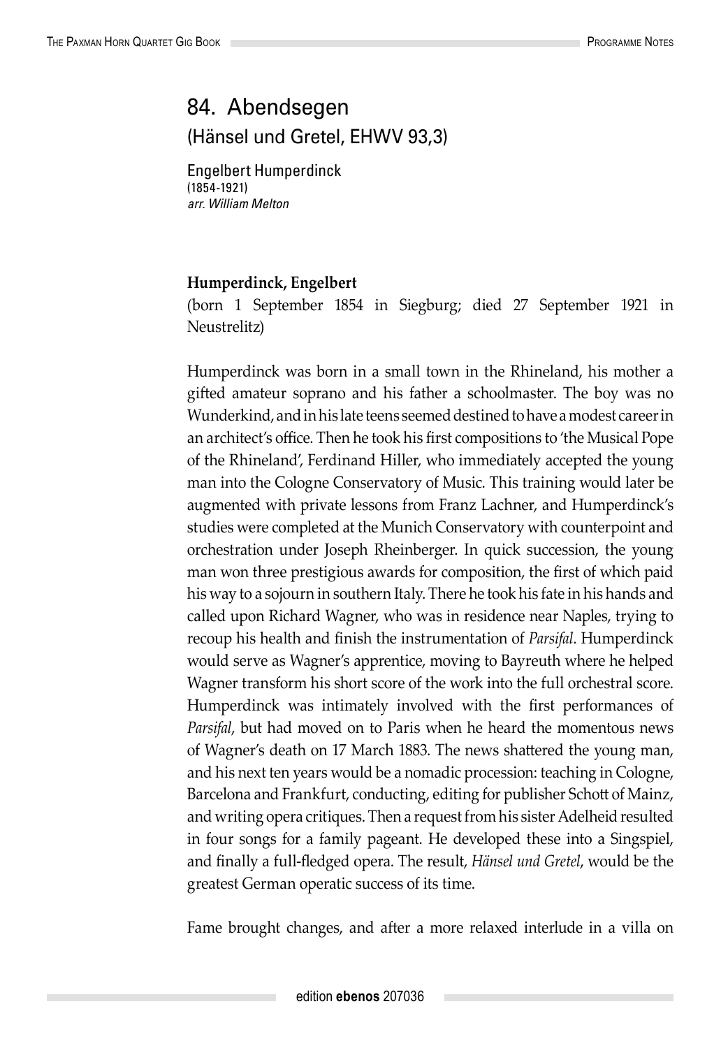# 84. Abendsegen

## (Hänsel und Gretel, EHWV 93,3)

Engelbert Humperdinck
(1854-1921)
*arr. William Melton*

**Humperdinck, Engelbert**
(born 1 September 1854 in Siegburg; died 27 September 1921 in Neustrelitz)

Humperdinck was born in a small town in the Rhineland, his mother a gifted amateur soprano and his father a schoolmaster. The boy was no Wunderkind, and in his late teens seemed destined to have a modest career in an architect's office. Then he took his first compositions to 'the Musical Pope of the Rhineland', Ferdinand Hiller, who immediately accepted the young man into the Cologne Conservatory of Music. This training would later be augmented with private lessons from Franz Lachner, and Humperdinck's studies were completed at the Munich Conservatory with counterpoint and orchestration under Joseph Rheinberger. In quick succession, the young man won three prestigious awards for composition, the first of which paid his way to a sojourn in southern Italy. There he took his fate in his hands and called upon Richard Wagner, who was in residence near Naples, trying to recoup his health and finish the instrumentation of *Parsifal*. Humperdinck would serve as Wagner's apprentice, moving to Bayreuth where he helped Wagner transform his short score of the work into the full orchestral score. Humperdinck was intimately involved with the first performances of *Parsifal*, but had moved on to Paris when he heard the momentous news of Wagner's death on 17 March 1883. The news shattered the young man, and his next ten years would be a nomadic procession: teaching in Cologne, Barcelona and Frankfurt, conducting, editing for publisher Schott of Mainz, and writing opera critiques. Then a request from his sister Adelheid resulted in four songs for a family pageant. He developed these into a Singspiel, and finally a full-fledged opera. The result, *Hänsel und Gretel*, would be the greatest German operatic success of its time.

Fame brought changes, and after a more relaxed interlude in a villa on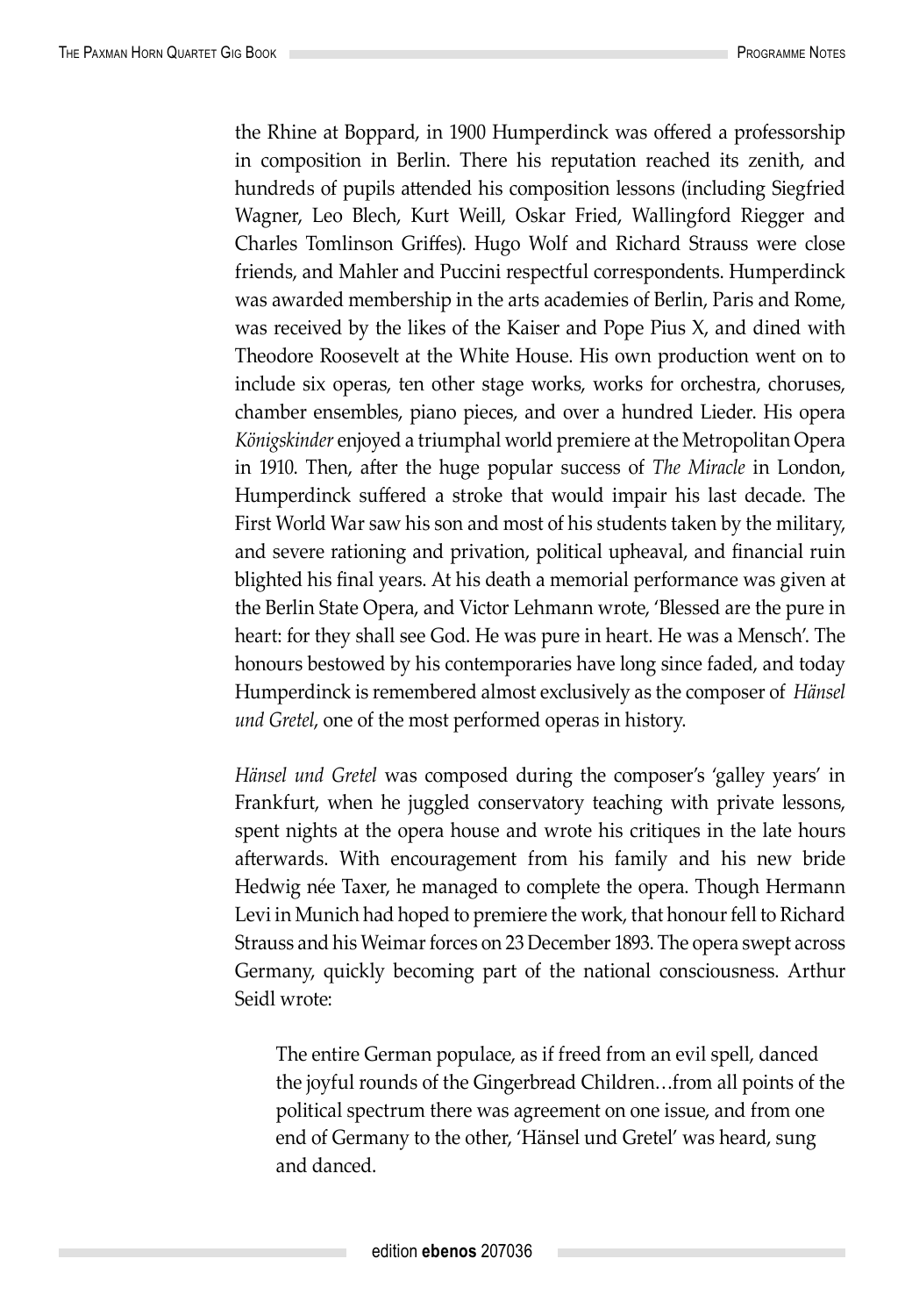the Rhine at Boppard, in 1900 Humperdinck was offered a professorship in composition in Berlin. There his reputation reached its zenith, and hundreds of pupils attended his composition lessons (including Siegfried Wagner, Leo Blech, Kurt Weill, Oskar Fried, Wallingford Riegger and Charles Tomlinson Griffes). Hugo Wolf and Richard Strauss were close friends, and Mahler and Puccini respectful correspondents. Humperdinck was awarded membership in the arts academies of Berlin, Paris and Rome, was received by the likes of the Kaiser and Pope Pius X, and dined with Theodore Roosevelt at the White House. His own production went on to include six operas, ten other stage works, works for orchestra, choruses, chamber ensembles, piano pieces, and over a hundred Lieder. His opera *Königskinder* enjoyed a triumphal world premiere at the Metropolitan Opera in 1910. Then, after the huge popular success of *The Miracle* in London, Humperdinck suffered a stroke that would impair his last decade. The First World War saw his son and most of his students taken by the military, and severe rationing and privation, political upheaval, and financial ruin blighted his final years. At his death a memorial performance was given at the Berlin State Opera, and Victor Lehmann wrote, 'Blessed are the pure in heart: for they shall see God. He was pure in heart. He was a Mensch'. The honours bestowed by his contemporaries have long since faded, and today Humperdinck is remembered almost exclusively as the composer of *Hänsel und Gretel*, one of the most performed operas in history.

*Hänsel und Gretel* was composed during the composer's 'galley years' in Frankfurt, when he juggled conservatory teaching with private lessons, spent nights at the opera house and wrote his critiques in the late hours afterwards. With encouragement from his family and his new bride Hedwig née Taxer, he managed to complete the opera. Though Hermann Levi in Munich had hoped to premiere the work, that honour fell to Richard Strauss and his Weimar forces on 23 December 1893. The opera swept across Germany, quickly becoming part of the national consciousness. Arthur Seidl wrote:

> The entire German populace, as if freed from an evil spell, danced the joyful rounds of the Gingerbread Children…from all points of the political spectrum there was agreement on one issue, and from one end of Germany to the other, 'Hänsel und Gretel' was heard, sung and danced.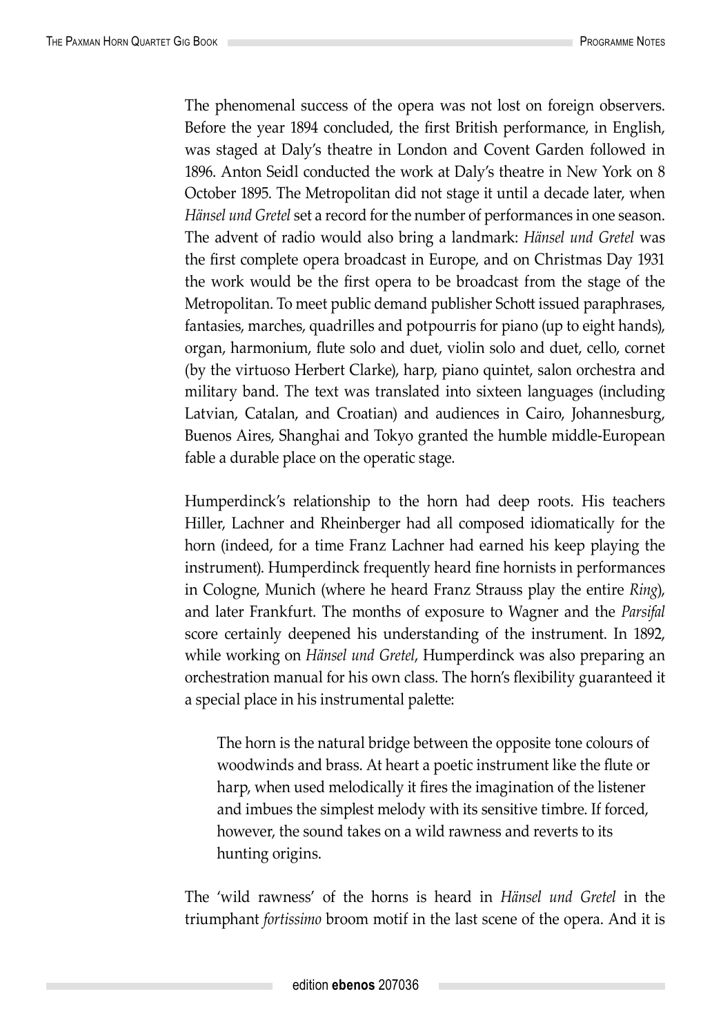The phenomenal success of the opera was not lost on foreign observers. Before the year 1894 concluded, the first British performance, in English, was staged at Daly's theatre in London and Covent Garden followed in 1896. Anton Seidl conducted the work at Daly's theatre in New York on 8 October 1895. The Metropolitan did not stage it until a decade later, when *Hänsel und Gretel* set a record for the number of performances in one season. The advent of radio would also bring a landmark: *Hänsel und Gretel* was the first complete opera broadcast in Europe, and on Christmas Day 1931 the work would be the first opera to be broadcast from the stage of the Metropolitan. To meet public demand publisher Schott issued paraphrases, fantasies, marches, quadrilles and potpourris for piano (up to eight hands), organ, harmonium, flute solo and duet, violin solo and duet, cello, cornet (by the virtuoso Herbert Clarke), harp, piano quintet, salon orchestra and military band. The text was translated into sixteen languages (including Latvian, Catalan, and Croatian) and audiences in Cairo, Johannesburg, Buenos Aires, Shanghai and Tokyo granted the humble middle-European fable a durable place on the operatic stage.

Humperdinck's relationship to the horn had deep roots. His teachers Hiller, Lachner and Rheinberger had all composed idiomatically for the horn (indeed, for a time Franz Lachner had earned his keep playing the instrument). Humperdinck frequently heard fine hornists in performances in Cologne, Munich (where he heard Franz Strauss play the entire *Ring*), and later Frankfurt. The months of exposure to Wagner and the *Parsifal* score certainly deepened his understanding of the instrument. In 1892, while working on *Hänsel und Gretel*, Humperdinck was also preparing an orchestration manual for his own class. The horn's flexibility guaranteed it a special place in his instrumental palette:

> The horn is the natural bridge between the opposite tone colours of woodwinds and brass. At heart a poetic instrument like the flute or harp, when used melodically it fires the imagination of the listener and imbues the simplest melody with its sensitive timbre. If forced, however, the sound takes on a wild rawness and reverts to its hunting origins.

The 'wild rawness' of the horns is heard in *Hänsel und Gretel* in the triumphant *fortissimo* broom motif in the last scene of the opera. And it is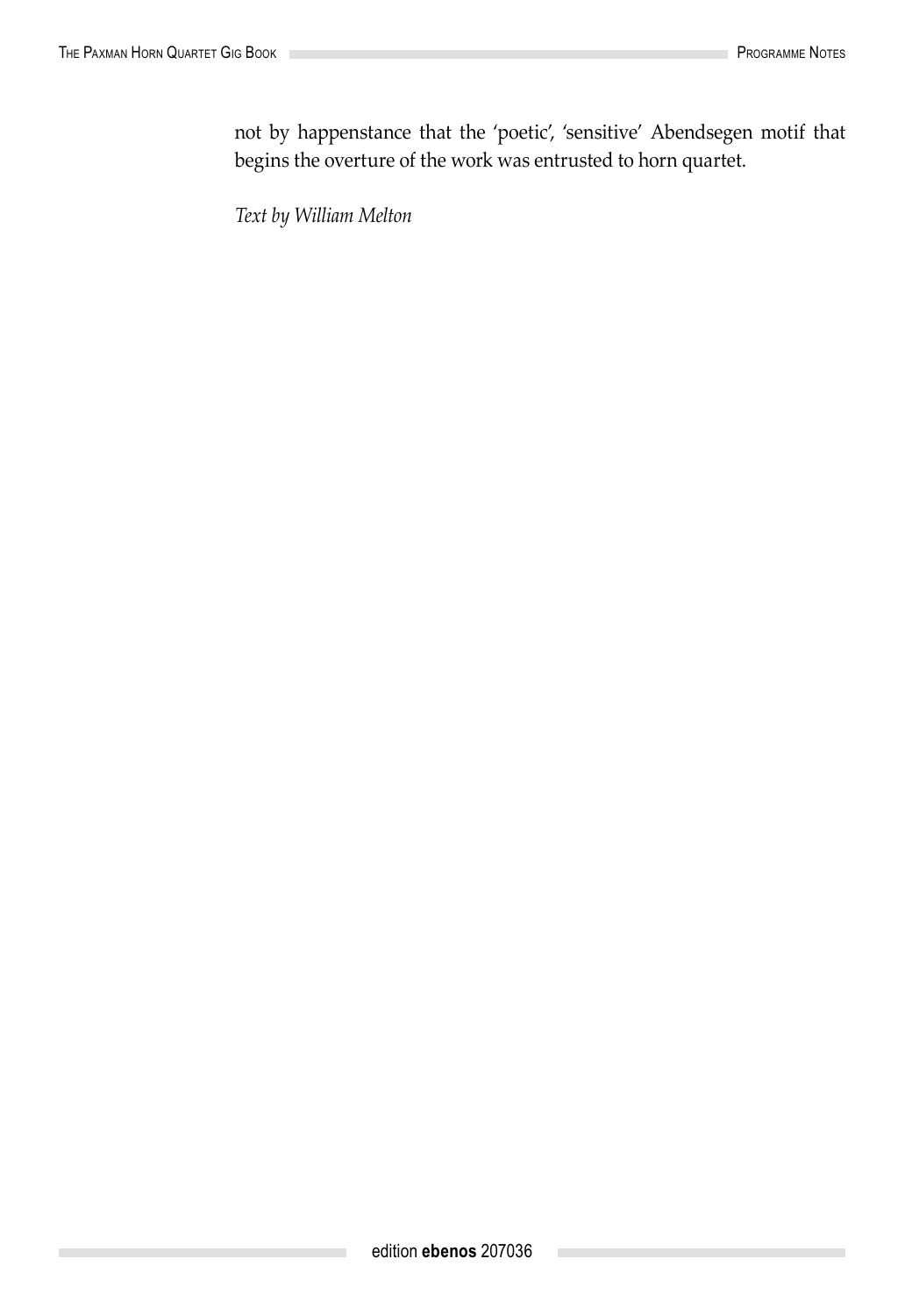not by happenstance that the 'poetic', 'sensitive' Abendsegen motif that begins the overture of the work was entrusted to horn quartet.

*Text by William Melton*